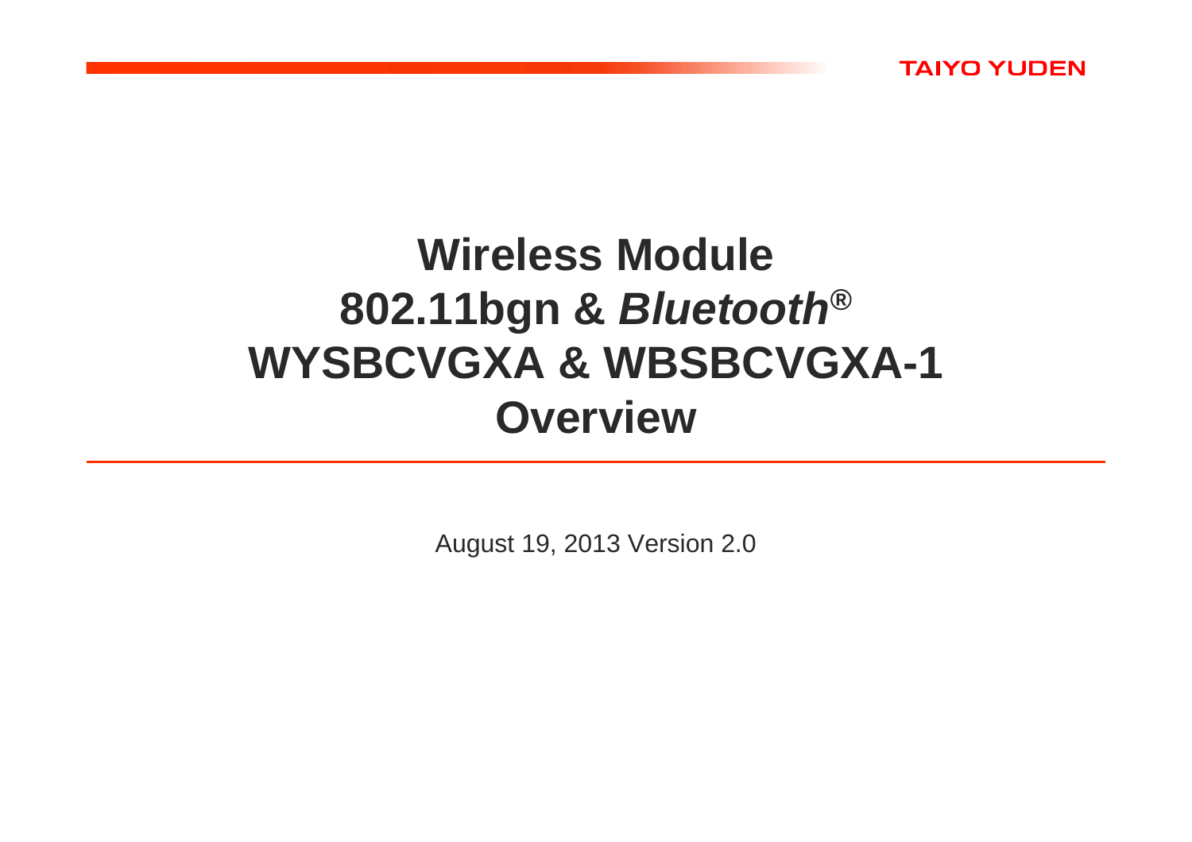TAIYO YUDEN

# Wireless Module 802.11bgn & *Bluetooth*®
# WYSBCVGXA & WBSBCVGXA-1
# Overview

August 19, 2013 Version 2.0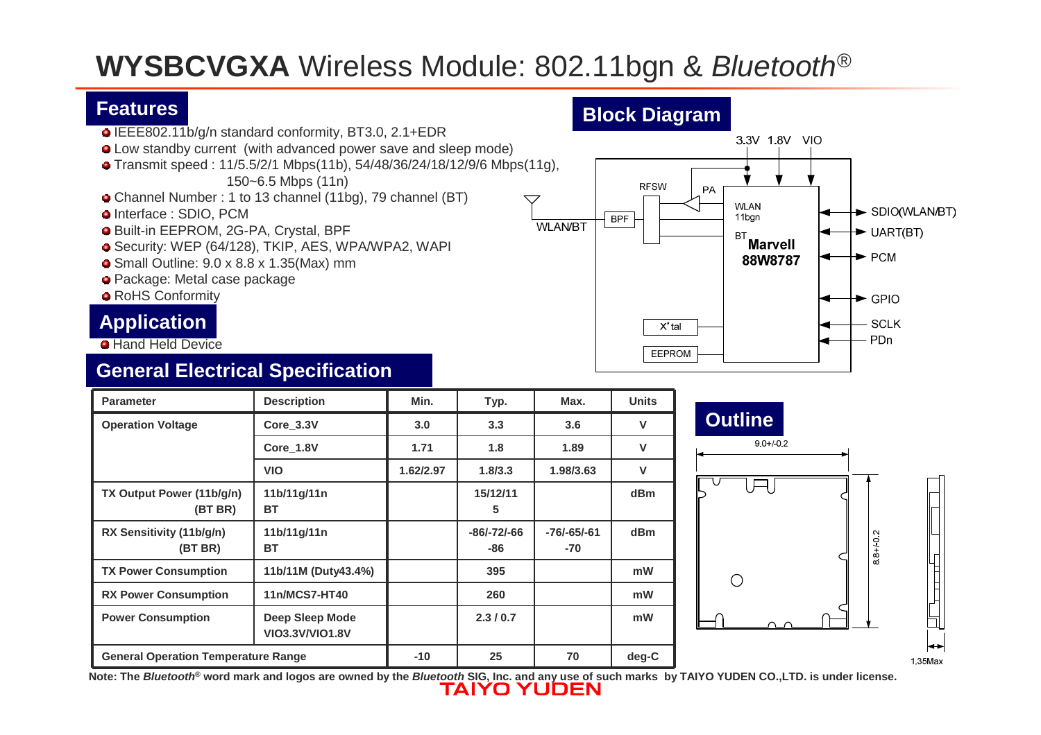# WYSBCVGXA Wireless Module: 802.11bgn & *Bluetooth*®

## Features

- IEEE802.11b/g/n standard conformity, BT3.0, 2.1+EDR
- Low standby current (with advanced power save and sleep mode)
- Transmit speed : 11/5.5/2/1 Mbps(11b), 54/48/36/24/18/12/9/6 Mbps(11g), 150~6.5 Mbps (11n)
- Channel Number : 1 to 13 channel (11bg), 79 channel (BT)
- Interface : SDIO, PCM
- Built-in EEPROM, 2G-PA, Crystal, BPF
- Security: WEP (64/128), TKIP, AES, WPA/WPA2, WAPI
- Small Outline: 9.0 x 8.8 x 1.35(Max) mm
- Package: Metal case package
- RoHS Conformity

## Application

- Hand Held Device

## Block Diagram

3.3V 1.8V VIO

WLAN/BT — BPF — RFSW — PA — WLAN 11bgn / BT Marvell 88W8787

X'tal, EEPROM

SDIO(WLAN/BT), UART(BT), PCM, GPIO, SCLK, PDn

## General Electrical Specification

| Parameter | Description | Min. | Typ. | Max. | Units |
|---|---|---|---|---|---|
| Operation Voltage | Core_3.3V | 3.0 | 3.3 | 3.6 | V |
| | Core_1.8V | 1.71 | 1.8 | 1.89 | V |
| | VIO | 1.62/2.97 | 1.8/3.3 | 1.98/3.63 | V |
| TX Output Power (11b/g/n) (BT BR) | 11b/11g/11n BT | | 15/12/11 5 | | dBm |
| RX Sensitivity (11b/g/n) (BT BR) | 11b/11g/11n BT | | -86/-72/-66 -86 | -76/-65/-61 -70 | dBm |
| TX Power Consumption | 11b/11M (Duty43.4%) | | 395 | | mW |
| RX Power Consumption | 11n/MCS7-HT40 | | 260 | | mW |
| Power Consumption | Deep Sleep Mode VIO3.3V/VIO1.8V | | 2.3 / 0.7 | | mW |
| General Operation Temperature Range | | -10 | 25 | 70 | deg-C |

## Outline

9.0+/-0.2

8.8+/-0.2

1.35Max

Note: The *Bluetooth*® word mark and logos are owned by the *Bluetooth* SIG, Inc. and any use of such marks by TAIYO YUDEN CO.,LTD. is under license.

TAIYO YUDEN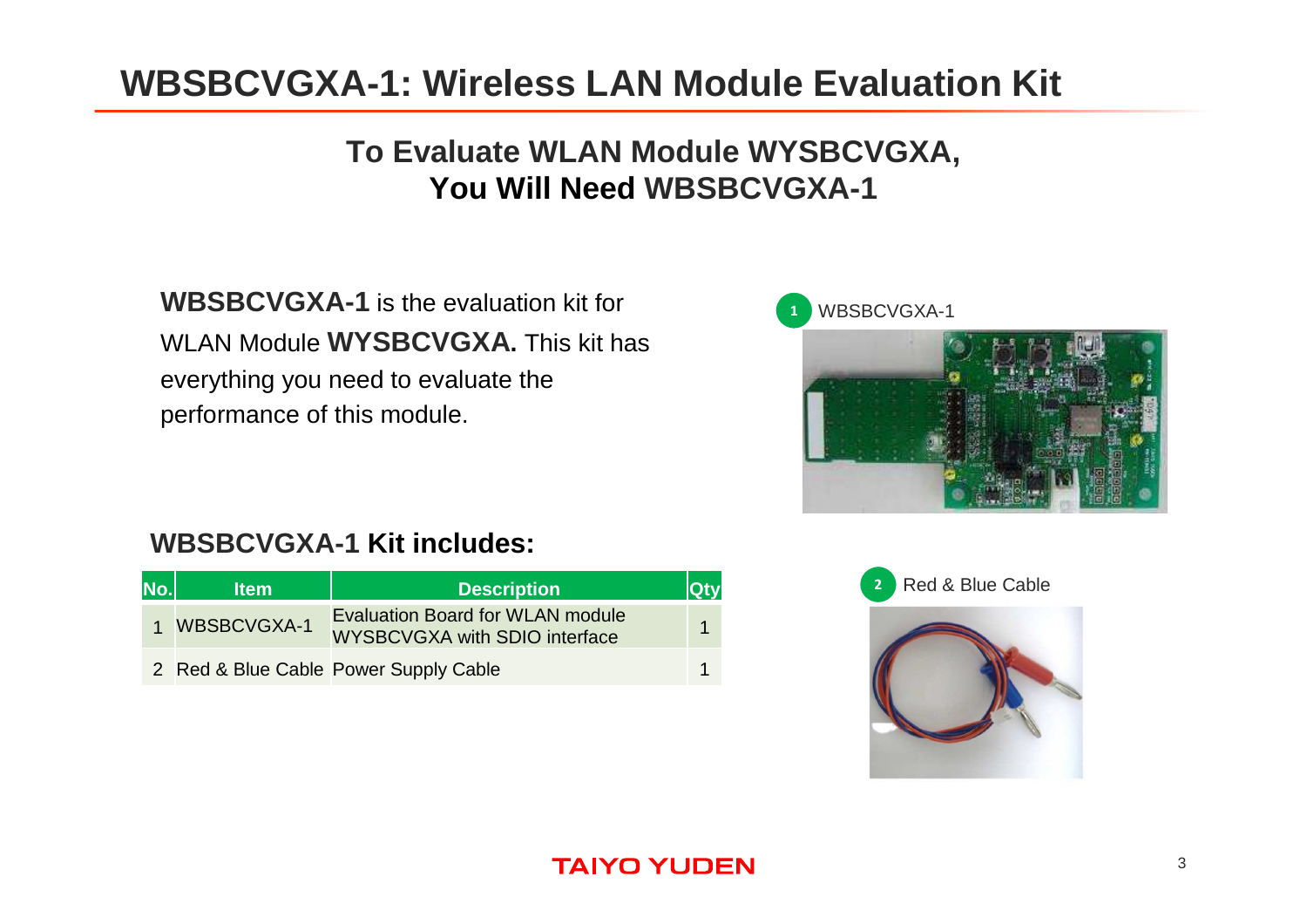# WBSBCVGXA-1: Wireless LAN Module Evaluation Kit

## To Evaluate WLAN Module WYSBCVGXA, You Will Need WBSBCVGXA-1

**WBSBCVGXA-1** is the evaluation kit for WLAN Module **WYSBCVGXA.** This kit has everything you need to evaluate the performance of this module.

1 WBSBCVGXA-1

2 Red & Blue Cable

### WBSBCVGXA-1 Kit includes:

| No. | Item | Description | Qty |
|---|---|---|---|
| 1 | WBSBCVGXA-1 | Evaluation Board for WLAN module WYSBCVGXA with SDIO interface | 1 |
| 2 | Red & Blue Cable | Power Supply Cable | 1 |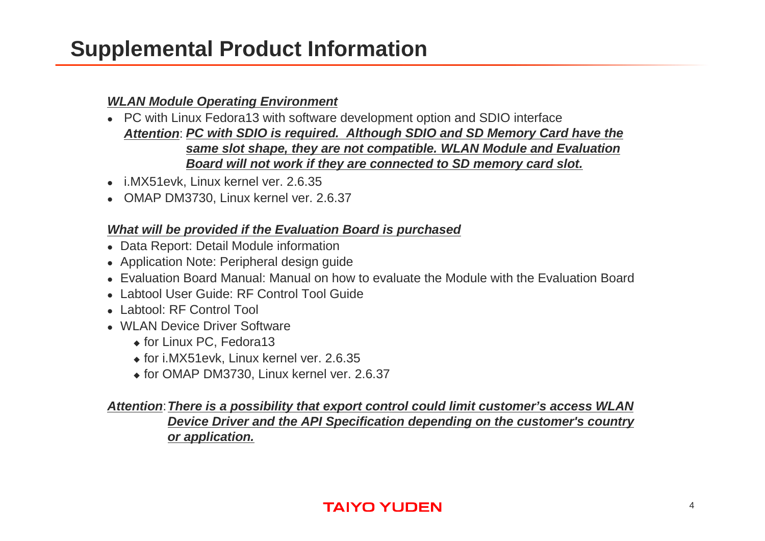# Supplemental Product Information

***WLAN Module Operating Environment***

- PC with Linux Fedora13 with software development option and SDIO interface
  ***Attention***: ***PC with SDIO is required. Although SDIO and SD Memory Card have the same slot shape, they are not compatible. WLAN Module and Evaluation Board will not work if they are connected to SD memory card slot.***
- i.MX51evk, Linux kernel ver. 2.6.35
- OMAP DM3730, Linux kernel ver. 2.6.37

***What will be provided if the Evaluation Board is purchased***

- Data Report: Detail Module information
- Application Note: Peripheral design guide
- Evaluation Board Manual: Manual on how to evaluate the Module with the Evaluation Board
- Labtool User Guide: RF Control Tool Guide
- Labtool: RF Control Tool
- WLAN Device Driver Software
  - for Linux PC, Fedora13
  - for i.MX51evk, Linux kernel ver. 2.6.35
  - for OMAP DM3730, Linux kernel ver. 2.6.37

***Attention***: ***There is a possibility that export control could limit customer's access WLAN Device Driver and the API Specification depending on the customer's country or application.***

TAIYO YUDEN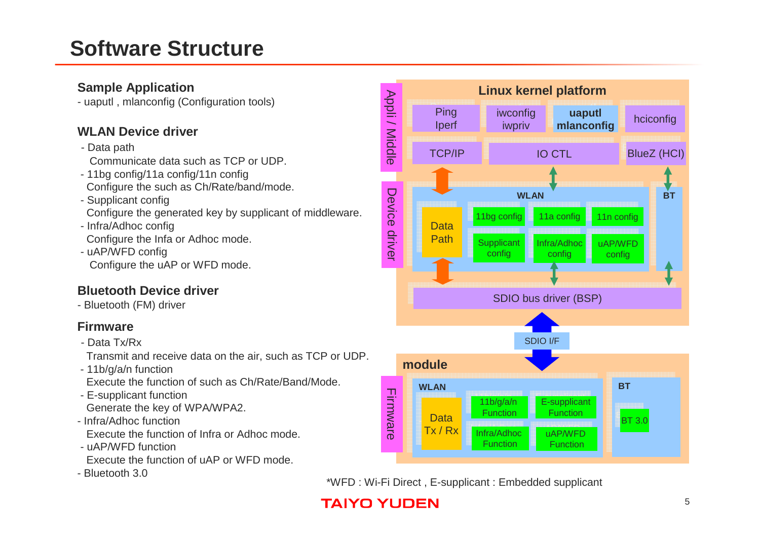# Software Structure

### Sample Application

- uaputl , mlanconfig (Configuration tools)

### WLAN Device driver

- Data path
  Communicate data such as TCP or UDP.
- 11bg config/11a config/11n config
  Configure the such as Ch/Rate/band/mode.
- Supplicant config
  Configure the generated key by supplicant of middleware.
- Infra/Adhoc config
  Configure the Infa or Adhoc mode.
- uAP/WFD config
  Configure the uAP or WFD mode.

### Bluetooth Device driver

- Bluetooth (FM) driver

### Firmware

- Data Tx/Rx
  Transmit and receive data on the air, such as TCP or UDP.
- 11b/g/a/n function
  Execute the function of such as Ch/Rate/Band/Mode.
- E-supplicant function
  Generate the key of WPA/WPA2.
- Infra/Adhoc function
  Execute the function of Infra or Adhoc mode.
- uAP/WFD function
  Execute the function of uAP or WFD mode.
- Bluetooth 3.0

**Linux kernel platform**

- Appli / Middle: Ping Iperf | iwconfig iwpriv | **uaputl mlanconfig** | hciconfig
- TCP/IP | IO CTL | BlueZ (HCI)
- Device driver:
  - WLAN: Data Path | 11bg config | 11a config | 11n config | Supplicant config | Infra/Adhoc config | uAP/WFD config
  - BT
- SDIO bus driver (BSP)

SDIO I/F

**module**

- Firmware:
  - WLAN: Data Tx / Rx | 11b/g/a/n Function | E-supplicant Function | Infra/Adhoc Function | uAP/WFD Function
  - BT: BT 3.0

*WFD : Wi-Fi Direct , E-supplicant : Embedded supplicant

TAIYO YUDEN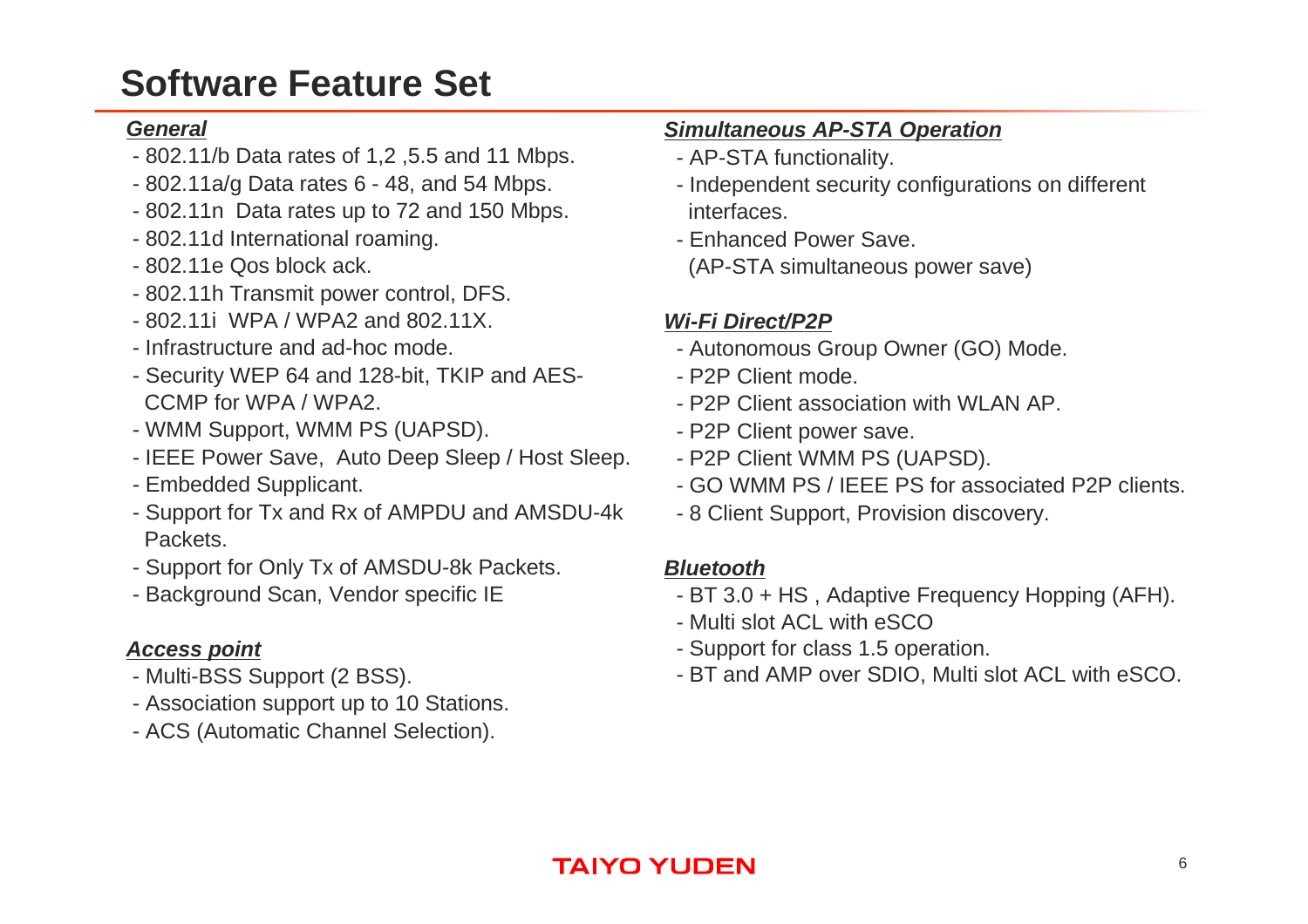# Software Feature Set

***General***

- 802.11/b Data rates of 1,2 ,5.5 and 11 Mbps.
- 802.11a/g Data rates 6 - 48, and 54 Mbps.
- 802.11n Data rates up to 72 and 150 Mbps.
- 802.11d International roaming.
- 802.11e Qos block ack.
- 802.11h Transmit power control, DFS.
- 802.11i WPA / WPA2 and 802.11X.
- Infrastructure and ad-hoc mode.
- Security WEP 64 and 128-bit, TKIP and AES-CCMP for WPA / WPA2.
- WMM Support, WMM PS (UAPSD).
- IEEE Power Save, Auto Deep Sleep / Host Sleep.
- Embedded Supplicant.
- Support for Tx and Rx of AMPDU and AMSDU-4k Packets.
- Support for Only Tx of AMSDU-8k Packets.
- Background Scan, Vendor specific IE

***Access point***

- Multi-BSS Support (2 BSS).
- Association support up to 10 Stations.
- ACS (Automatic Channel Selection).

***Simultaneous AP-STA Operation***

- AP-STA functionality.
- Independent security configurations on different interfaces.
- Enhanced Power Save. (AP-STA simultaneous power save)

***Wi-Fi Direct/P2P***

- Autonomous Group Owner (GO) Mode.
- P2P Client mode.
- P2P Client association with WLAN AP.
- P2P Client power save.
- P2P Client WMM PS (UAPSD).
- GO WMM PS / IEEE PS for associated P2P clients.
- 8 Client Support, Provision discovery.

***Bluetooth***

- BT 3.0 + HS , Adaptive Frequency Hopping (AFH).
- Multi slot ACL with eSCO
- Support for class 1.5 operation.
- BT and AMP over SDIO, Multi slot ACL with eSCO.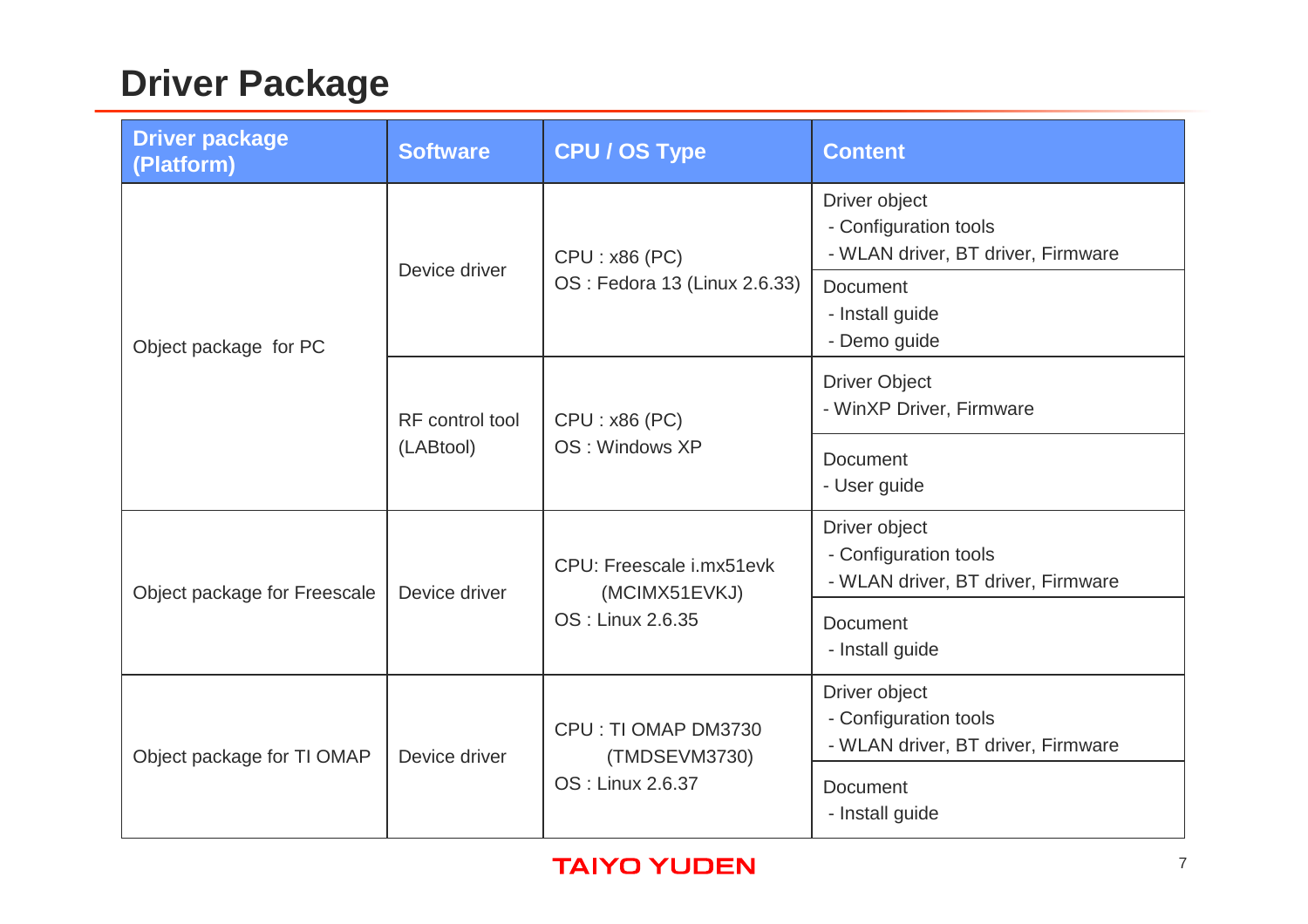# Driver Package

| Driver package (Platform) | Software | CPU / OS Type | Content |
|---|---|---|---|
| Object package for PC | Device driver | CPU : x86 (PC)<br>OS : Fedora 13 (Linux 2.6.33) | Driver object<br>- Configuration tools<br>- WLAN driver, BT driver, Firmware |
| | | | Document<br>- Install guide<br>- Demo guide |
| | RF control tool (LABtool) | CPU : x86 (PC)<br>OS : Windows XP | Driver Object<br>- WinXP Driver, Firmware |
| | | | Document<br>- User guide |
| Object package for Freescale | Device driver | CPU: Freescale i.mx51evk (MCIMX51EVKJ)<br>OS : Linux 2.6.35 | Driver object<br>- Configuration tools<br>- WLAN driver, BT driver, Firmware |
| | | | Document<br>- Install guide |
| Object package for TI OMAP | Device driver | CPU : TI OMAP DM3730 (TMDSEVM3730)<br>OS : Linux 2.6.37 | Driver object<br>- Configuration tools<br>- WLAN driver, BT driver, Firmware |
| | | | Document<br>- Install guide |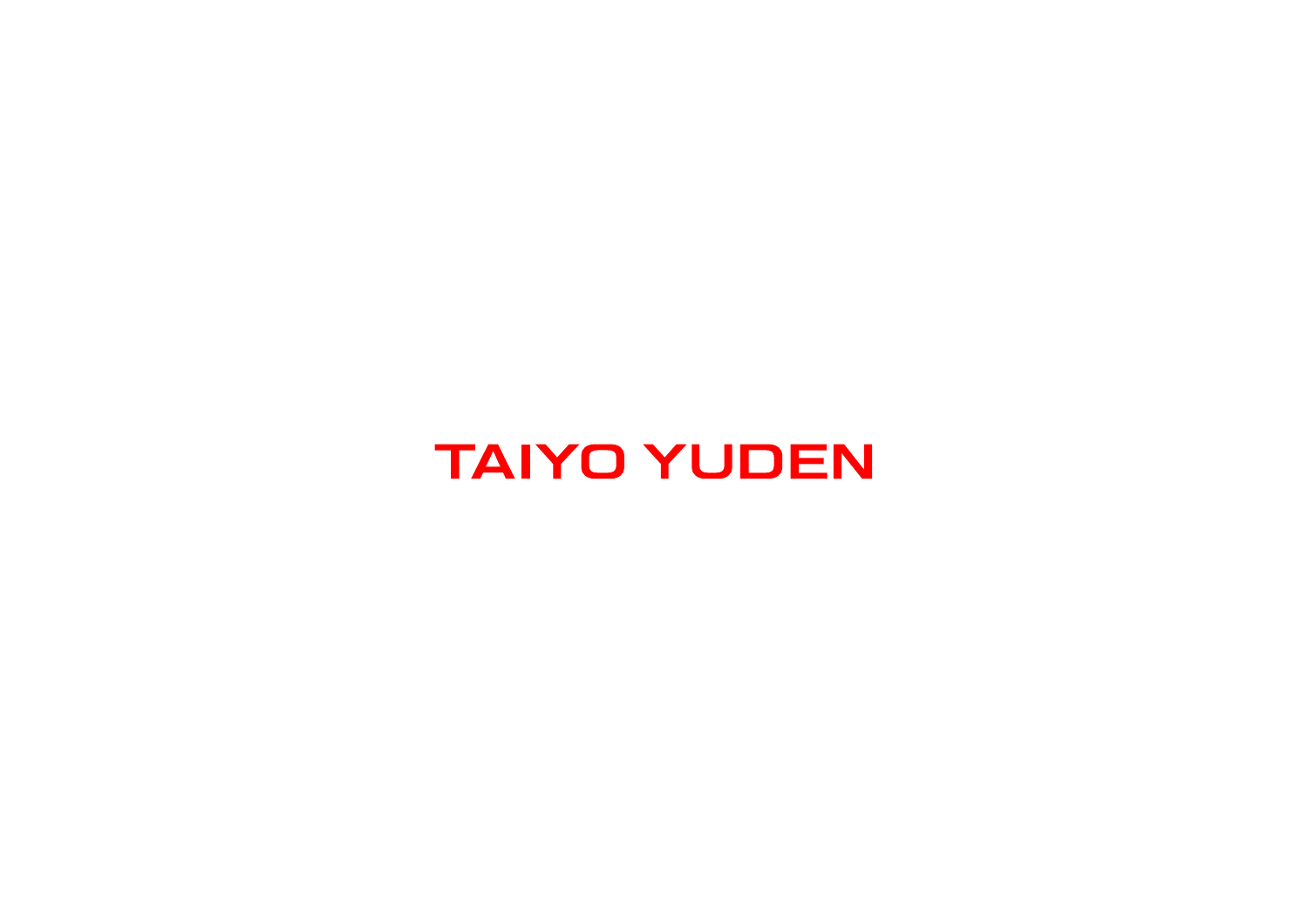TAIYO YUDEN